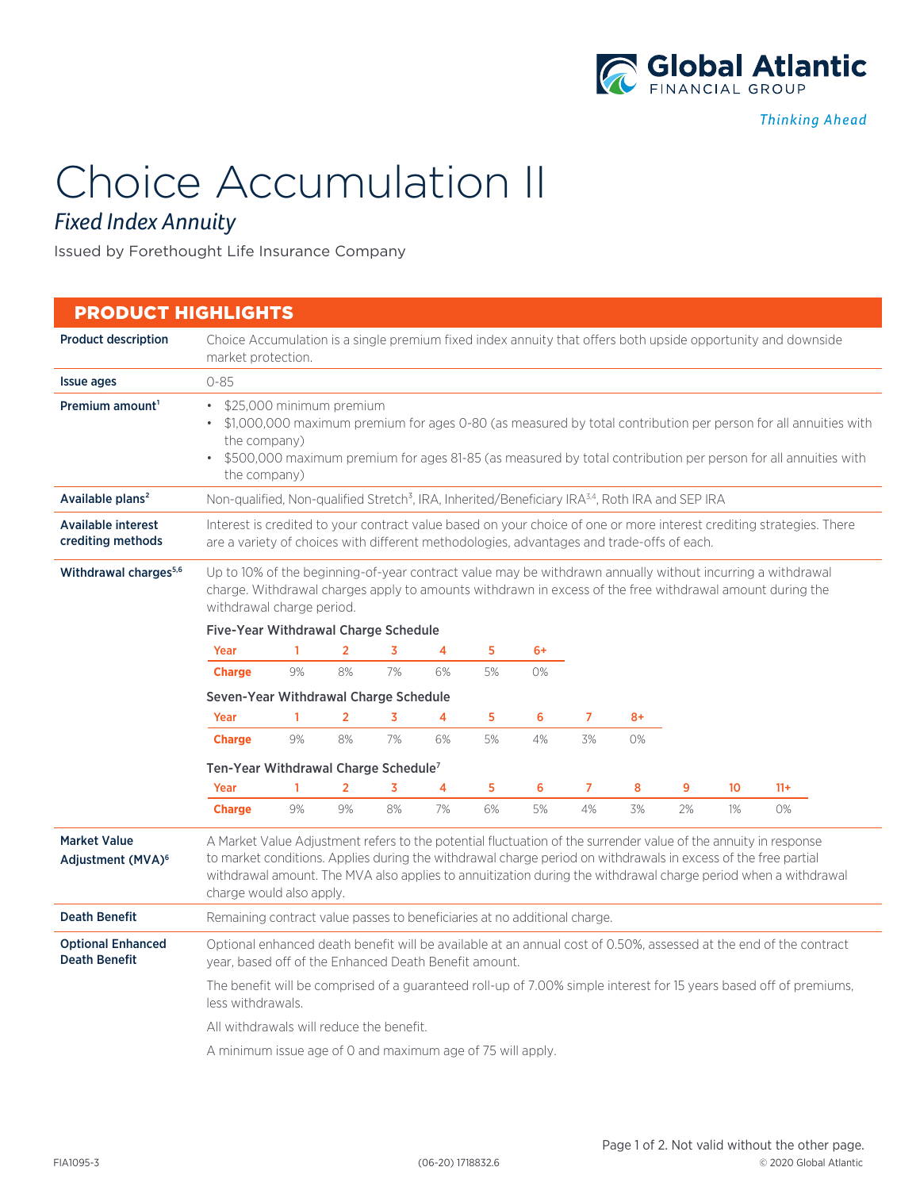Global Atlantic FINANCIAL GROUP

*Thinking Ahead*

# Choice Accumulation II

## *Fixed Index Annuity*

Issued by Forethought Life Insurance Company

## PRODUCT HIGHLIGHTS

**Product description**

Choice Accumulation is a single premium fixed index annuity that offers both upside opportunity and downside market protection.

**Issue ages**

0-85

**Premium amount**[1]

- $25,000 minimum premium
- $1,000,000 maximum premium for ages 0-80 (as measured by total contribution per person for all annuities with the company)
- $500,000 maximum premium for ages 81-85 (as measured by total contribution per person for all annuities with the company)

**Available plans**[2]

Non-qualified, Non-qualified Stretch[3], IRA, Inherited/Beneficiary IRA[3,4], Roth IRA and SEP IRA

**Available interest crediting methods**

Interest is credited to your contract value based on your choice of one or more interest crediting strategies. There are a variety of choices with different methodologies, advantages and trade-offs of each.

**Withdrawal charges**[5,6]

Up to 10% of the beginning-of-year contract value may be withdrawn annually without incurring a withdrawal charge. Withdrawal charges apply to amounts withdrawn in excess of the free withdrawal amount during the withdrawal charge period.

**Five-Year Withdrawal Charge Schedule**

| Year | 1 | 2 | 3 | 4 | 5 | 6+ |
|---|---|---|---|---|---|---|
| Charge | 9% | 8% | 7% | 6% | 5% | 0% |

**Seven-Year Withdrawal Charge Schedule**

| Year | 1 | 2 | 3 | 4 | 5 | 6 | 7 | 8+ |
|---|---|---|---|---|---|---|---|---|
| Charge | 9% | 8% | 7% | 6% | 5% | 4% | 3% | 0% |

**Ten-Year Withdrawal Charge Schedule**[7]

| Year | 1 | 2 | 3 | 4 | 5 | 6 | 7 | 8 | 9 | 10 | 11+ |
|---|---|---|---|---|---|---|---|---|---|---|---|
| Charge | 9% | 9% | 8% | 7% | 6% | 5% | 4% | 3% | 2% | 1% | 0% |

**Market Value Adjustment (MVA)**[6]

A Market Value Adjustment refers to the potential fluctuation of the surrender value of the annuity in response to market conditions. Applies during the withdrawal charge period on withdrawals in excess of the free partial withdrawal amount. The MVA also applies to annuitization during the withdrawal charge period when a withdrawal charge would also apply.

**Death Benefit**

Remaining contract value passes to beneficiaries at no additional charge.

**Optional Enhanced Death Benefit**

Optional enhanced death benefit will be available at an annual cost of 0.50%, assessed at the end of the contract year, based off of the Enhanced Death Benefit amount.

The benefit will be comprised of a guaranteed roll-up of 7.00% simple interest for 15 years based off of premiums, less withdrawals.

All withdrawals will reduce the benefit.

A minimum issue age of 0 and maximum age of 75 will apply.

Page 1 of 2. Not valid without the other page.

FIA1095-3 (06-20) 1718832.6 © 2020 Global Atlantic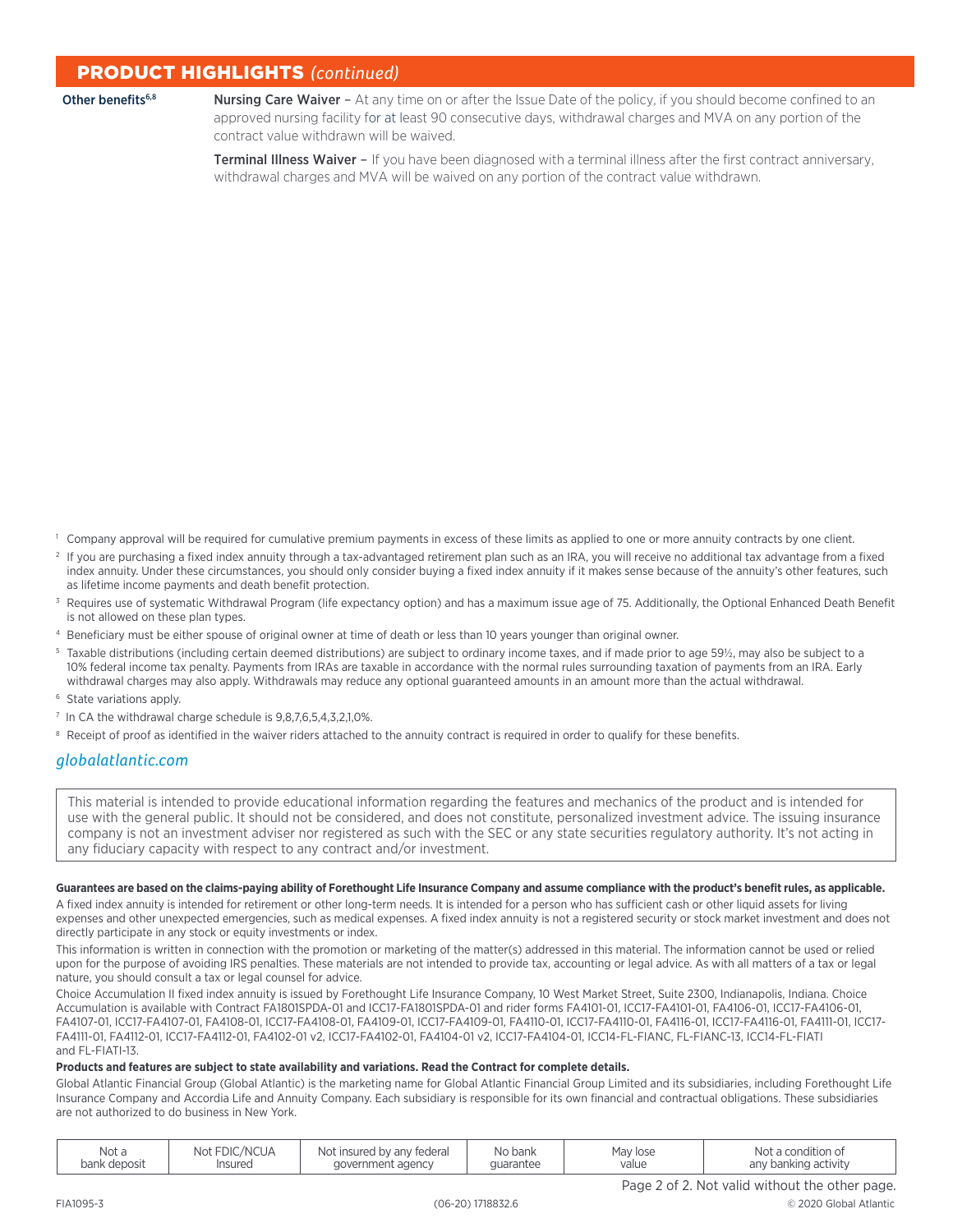## PRODUCT HIGHLIGHTS *(continued)*

| | |
|---|---|
| Other benefits[6,8] | **Nursing Care Waiver** – At any time on or after the Issue Date of the policy, if you should become confined to an approved nursing facility for at least 90 consecutive days, withdrawal charges and MVA on any portion of the contract value withdrawn will be waived.<br><br>**Terminal Illness Waiver** – If you have been diagnosed with a terminal illness after the first contract anniversary, withdrawal charges and MVA will be waived on any portion of the contract value withdrawn. |

[1] Company approval will be required for cumulative premium payments in excess of these limits as applied to one or more annuity contracts by one client.

[2] If you are purchasing a fixed index annuity through a tax-advantaged retirement plan such as an IRA, you will receive no additional tax advantage from a fixed index annuity. Under these circumstances, you should only consider buying a fixed index annuity if it makes sense because of the annuity's other features, such as lifetime income payments and death benefit protection.

[3] Requires use of systematic Withdrawal Program (life expectancy option) and has a maximum issue age of 75. Additionally, the Optional Enhanced Death Benefit is not allowed on these plan types.

[4] Beneficiary must be either spouse of original owner at time of death or less than 10 years younger than original owner.

[5] Taxable distributions (including certain deemed distributions) are subject to ordinary income taxes, and if made prior to age 59½, may also be subject to a 10% federal income tax penalty. Payments from IRAs are taxable in accordance with the normal rules surrounding taxation of payments from an IRA. Early withdrawal charges may also apply. Withdrawals may reduce any optional guaranteed amounts in an amount more than the actual withdrawal.

[6] State variations apply.

[7] In CA the withdrawal charge schedule is 9,8,7,6,5,4,3,2,1,0%.

[8] Receipt of proof as identified in the waiver riders attached to the annuity contract is required in order to qualify for these benefits.

*globalatlantic.com*

This material is intended to provide educational information regarding the features and mechanics of the product and is intended for use with the general public. It should not be considered, and does not constitute, personalized investment advice. The issuing insurance company is not an investment adviser nor registered as such with the SEC or any state securities regulatory authority. It's not acting in any fiduciary capacity with respect to any contract and/or investment.

**Guarantees are based on the claims-paying ability of Forethought Life Insurance Company and assume compliance with the product's benefit rules, as applicable.**

A fixed index annuity is intended for retirement or other long-term needs. It is intended for a person who has sufficient cash or other liquid assets for living expenses and other unexpected emergencies, such as medical expenses. A fixed index annuity is not a registered security or stock market investment and does not directly participate in any stock or equity investments or index.

This information is written in connection with the promotion or marketing of the matter(s) addressed in this material. The information cannot be used or relied upon for the purpose of avoiding IRS penalties. These materials are not intended to provide tax, accounting or legal advice. As with all matters of a tax or legal nature, you should consult a tax or legal counsel for advice.

Choice Accumulation II fixed index annuity is issued by Forethought Life Insurance Company, 10 West Market Street, Suite 2300, Indianapolis, Indiana. Choice Accumulation is available with Contract FA1801SPDA-01 and ICC17-FA1801SPDA-01 and rider forms FA4101-01, ICC17-FA4101-01, FA4106-01, ICC17-FA4106-01, FA4107-01, ICC17-FA4107-01, FA4108-01, ICC17-FA4108-01, FA4109-01, ICC17-FA4109-01, FA4110-01, ICC17-FA4110-01, FA4116-01, ICC17-FA4116-01, FA4111-01, ICC17-FA4111-01, FA4112-01, ICC17-FA4112-01, FA4102-01 v2, ICC17-FA4102-01, FA4104-01 v2, ICC17-FA4104-01, ICC14-FL-FIANC, FL-FIANC-13, ICC14-FL-FIATI and FL-FIATI-13.

**Products and features are subject to state availability and variations. Read the Contract for complete details.**

Global Atlantic Financial Group (Global Atlantic) is the marketing name for Global Atlantic Financial Group Limited and its subsidiaries, including Forethought Life Insurance Company and Accordia Life and Annuity Company. Each subsidiary is responsible for its own financial and contractual obligations. These subsidiaries are not authorized to do business in New York.

| | | | | | |
|---|---|---|---|---|---|
| Not a bank deposit | Not FDIC/NCUA Insured | Not insured by any federal government agency | No bank guarantee | May lose value | Not a condition of any banking activity |

Page 2 of 2. Not valid without the other page.

FIA1095-3 (06-20) 1718832.6 © 2020 Global Atlantic